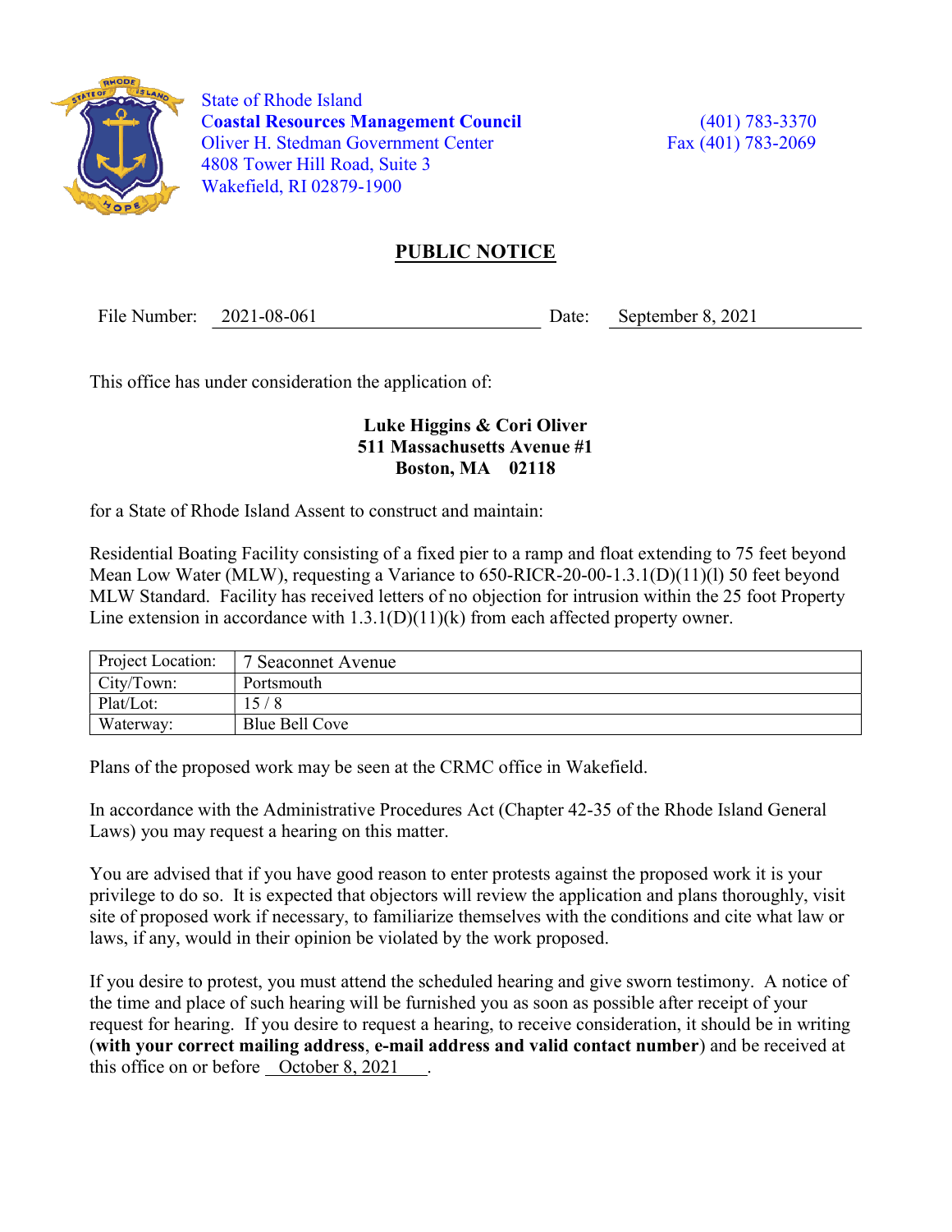State of Rhode Island
**Coastal Resources Management Council**
Oliver H. Stedman Government Center
4808 Tower Hill Road, Suite 3
Wakefield, RI 02879-1900

(401) 783-3370
Fax (401) 783-2069

# PUBLIC NOTICE

File Number: 2021-08-061 Date: September 8, 2021

This office has under consideration the application of:

**Luke Higgins & Cori Oliver**
**511 Massachusetts Avenue #1**
**Boston, MA 02118**

for a State of Rhode Island Assent to construct and maintain:

Residential Boating Facility consisting of a fixed pier to a ramp and float extending to 75 feet beyond Mean Low Water (MLW), requesting a Variance to 650-RICR-20-00-1.3.1(D)(11)(l) 50 feet beyond MLW Standard. Facility has received letters of no objection for intrusion within the 25 foot Property Line extension in accordance with 1.3.1(D)(11)(k) from each affected property owner.

| Project Location: | 7 Seaconnet Avenue |
|---|---|
| City/Town: | Portsmouth |
| Plat/Lot: | 15 / 8 |
| Waterway: | Blue Bell Cove |

Plans of the proposed work may be seen at the CRMC office in Wakefield.

In accordance with the Administrative Procedures Act (Chapter 42-35 of the Rhode Island General Laws) you may request a hearing on this matter.

You are advised that if you have good reason to enter protests against the proposed work it is your privilege to do so. It is expected that objectors will review the application and plans thoroughly, visit site of proposed work if necessary, to familiarize themselves with the conditions and cite what law or laws, if any, would in their opinion be violated by the work proposed.

If you desire to protest, you must attend the scheduled hearing and give sworn testimony. A notice of the time and place of such hearing will be furnished you as soon as possible after receipt of your request for hearing. If you desire to request a hearing, to receive consideration, it should be in writing (**with your correct mailing address**, **e-mail address and valid contact number**) and be received at this office on or before October 8, 2021 .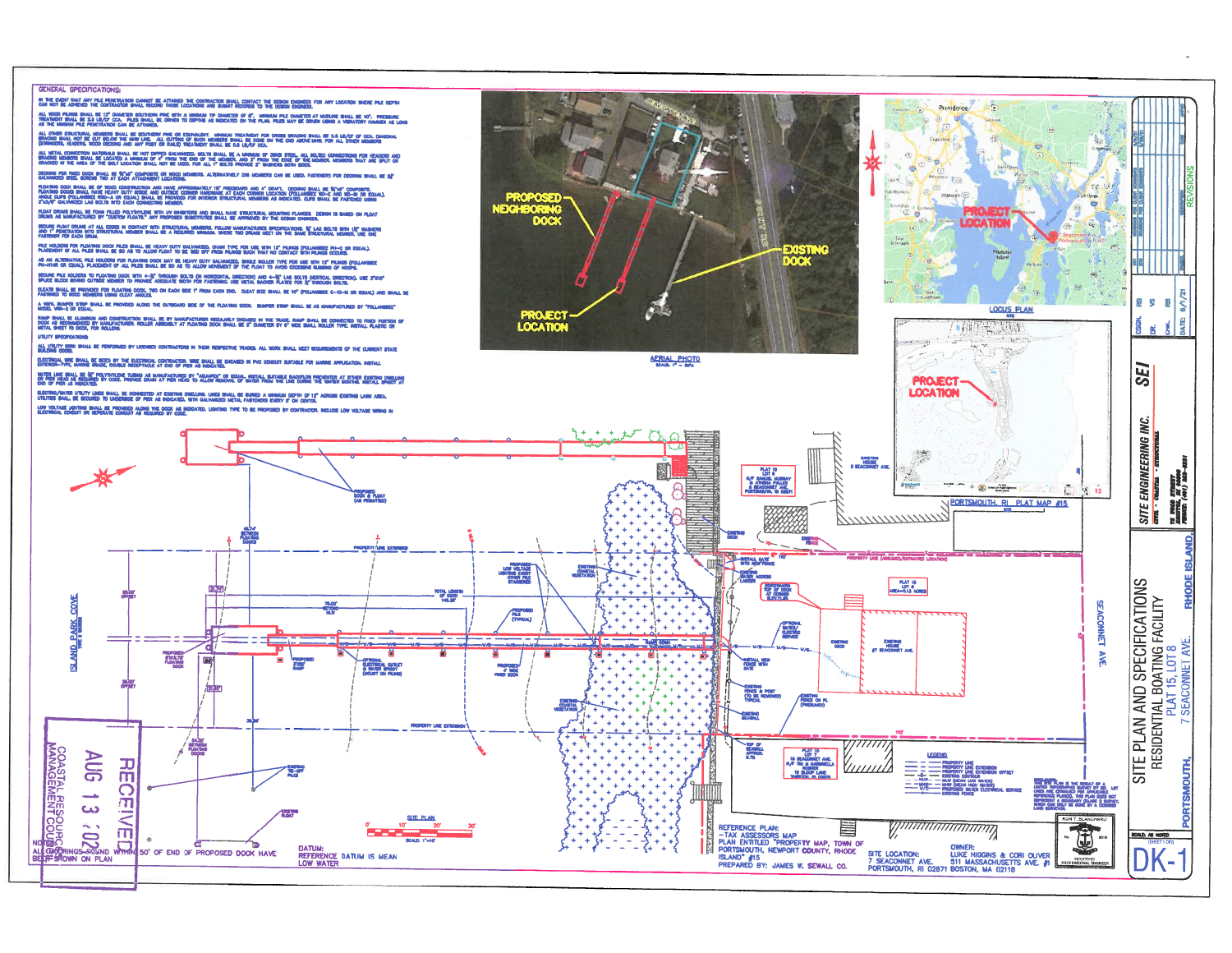## GENERAL SPECIFICATIONS:

IN THE EVENT THAT ANY PILE PENETRATION CANNOT BE ATTAINED THE CONTRACTOR SHALL CONTACT THE DESIGN ENGINEER FOR ANY LOCATION WHERE PILE DEPTH CAN NOT BE ACHIEVED THE CONTRACTOR SHALL RECORD THOSE LOCATIONS AND SUBMIT RECORDS TO THE DESIGN ENGINEER.

ALL WOOD PILINGS SHALL BE 12" DIAMETER SOUTHERN PINE WITH A MINIMUM TIP DIAMETER OF 8". MINIMUM PILE DIAMETER AT MUDLINE SHALL BE 10". PRESSURE TREATMENT SHALL BE 2.5 LB/CF CCA. PILES SHALL BE DRIVEN TO DEPTHS AS INDICATED ON THE PLAN. PILES MAY BE DRIVEN USING A VIBRATORY HAMMER AS LONG AS THE MINIMUM PILE PENETRATION CAN BE ATTAINED.

ALL OTHER STRUCTURAL MEMBERS SHALL BE SOUTHERN PINE OR EQUIVALENT. MINIMUM TREATMENT FOR CROSS BRACING SHALL BE 2.5 LB/CF OF CCA. DIAGONAL BRACING SHALL NOT BE CUT BELOW THE MHW LINE. ALL CUTTING OF SUCH MEMBERS SHALL BE DONE ON THE END ABOVE MHW. FOR ALL OTHER MEMBERS (STRINGERS, HEADERS, WOOD DECKING AND ANY POST OR RAILS) TREATMENT SHALL BE 0.6 LB/CF CCA.

ALL METAL CONNECTION MATERIALS SHALL BE HOT DIPPED GALVANIZED. BOLTS SHALL BE A MINIMUM OF 3/4" STEEL. ALL BOLTED CONNECTIONS FOR HEADERS AND BRACING MEMBERS SHALL BE LOCATED A MINIMUM OF 4" FROM THE END OF THE MEMBER, AND 2" FROM THE EDGE OF THE MEMBER. MEMBERS THAT ARE SPLIT OR CRACKED IN THE AREA OF THE BOLT LOCATION SHALL NOT BE USED. FOR ALL 1" BOLTS PROVIDE 2" WASHERS BOTH SIDES.

DECKING FOR FIXED DOCK SHALL BE 5/4"x6" COMPOSITE OR WOOD MEMBERS. ALTERNATIVELY 2x6 MEMBERS CAN BE USED. FASTENERS FOR DECKING SHALL BE 3" GALVANIZED STEEL SCREWS TWO AT EACH ATTACHMENT LOCATIONS.

FLOATING DOCK SHALL BE OF WOOD CONSTRUCTION AND HAVE APPROXIMATELY 18" FREEBOARD AND 4" DRAFT. DECKING SHALL BE 5/4"x6" COMPOSITE. FLOATING DOCKS SHALL HAVE HEAVY DUTY INSIDE AND OUTSIDE CORNER HARDWARE AT EACH CORNER LOCATION (FOLLANSBEE MD-C AND MD-IN OR EQUAL). ANGLE CLIPS (FOLLANSBEE RIC-A OR EQUAL) SHALL BE PROVIDED FOR INTERIOR STRUCTURAL MEMBERS AS INDICATED. CLIPS SHALL BE FASTENED USING 2"x3/8" GALVANIZED LAG BOLTS INTO EACH CONNECTING MEMBER.

FLOAT DRUMS SHALL BE FOAM FILLED POLYETHYLENE WITH UV INHIBITORS AND SHALL HAVE STRUCTURAL MOUNTING FLANGES. DESIGN IS BASED ON FLOAT DRUMS AS MANUFACTURED BY "CUSTOM FLOATS". ANY PROPOSED SUBSTITUTES SHALL BE APPROVED BY THE DESIGN ENGINEER.

SECURE FLOAT DRUMS AT ALL EDGES IN CONTACT WITH STRUCTURAL MEMBERS. FOLLOW MANUFACTURES SPECIFICATIONS. 3/8" LAG BOLTS WITH 1/2" WASHERS AND 1" PENETRATION INTO STRUCTURAL MEMBER SHALL BE A REQUIRED MINIMUM. WHERE TWO DRUMS MEET ON THE SAME STRUCTURAL MEMBER, USE ONE FASTENER FOR EACH DRUM.

PILE HOLDERS FOR FLOATING DOCK PILES SHALL BE HEAVY DUTY GALVANIZED, CHAIN TYPE FOR USE WITH 12" PILINGS (FOLLANSBEE PH-C OR EQUAL). PLACEMENT OF ALL PILES SHALL BE SO AS TO ALLOW FLOAT TO BE TIED OFF FROM PILINGS SUCH THAT NO CONTACT WITH PILINGS OCCURS.

AS AN ALTERNATIVE, PILE HOLDERS FOR FLOATING DOCK MAY BE HEAVY DUTY GALVANIZED, SINGLE ROLLER TYPE FOR USE WITH 12" PILINGS (FOLLANSBEE PH-HR OR EQUAL). PLACEMENT OF ALL PILES SHALL BE SO AS TO ALLOW MOVEMENT OF THE FLOAT TO AVOID EXCESSIVE RUBBING OF HOOPS.

SECURE PILE HOLDERS TO FLOATING DOCK WITH 4-3/4" THROUGH BOLTS (IN HORIZONTAL DIRECTION) AND 4-3/4" LAG BOLTS (VERTICAL DIRECTION). USE 3"X10" SPLICE BLOCK BEHIND OUTSIDE MEMBER TO PROVIDE ADEQUATE WIDTH FOR FASTENING. USE METAL BACKER PLATES FOR 3/4" THROUGH BOLTS.

CLEATS SHALL BE PROVIDED FOR FLOATING DOCK, TWO ON EACH SIDE 1' FROM EACH END. CLEAT SIZE SHALL BE 10" (FOLLANSBEE C-10-M OR EQUAL) AND SHALL BE FASTENED TO WOOD MEMBERS USING CLEAT ANGLES.

A VINYL BUMPER STRIP SHALL BE PROVIDED ALONG THE OUTBOARD SIDE OF THE FLOATING DOCK. BUMPER STRIP SHALL BE AS MANUFACTURED BY "FOLLANSBEE" MODEL VWR-2 OR EQUAL.

RAMP SHALL BE ALUMINUM AND CONSTRUCTION SHALL BE BY MANUFACTURER REGULARLY ENGAGED IN THE TRADE. RAMP SHALL BE CONNECTED TO FIXED PORTION OF DOCK AS RECOMMENDED BY MANUFACTURER. ROLLER ASSEMBLY AT FLOATING DOCK SHALL BE 2" DIAMETER BY 6" WIDE SHALL ROLLER TYPE. INSTALL PLASTIC OR METAL SHEET TO DECK, FOR ROLLERS.

UTILITY SPECIFICATIONS:

ALL UTILITY WORK SHALL BE PERFORMED BY LICENSED CONTRACTORS IN THEIR RESPECTIVE TRADES. ALL WORK SHALL MEET REQUIREMENTS OF THE CURRENT STATE BUILDING CODES.

ELECTRICAL WIRE SHALL BE SIZED BY THE ELECTRICAL CONTRACTOR. WIRE SHALL BE ENCASED IN PVC CONDUIT SUITABLE FOR MARINE APPLICATION. INSTALL EXTERIOR-TYPE, MARINE GRADE, DOUBLE RECEPTACLE AT END OF PIER AS INDICATED.

WATER LINE SHALL BE 3/4" POLYETHYLENE TUBING AS MANUFACTURED BY "AQUAPEX" OR EQUAL. INSTALL SUITABLE BACKFLOW PREVENTER AT EITHER EXISTING DWELLING OR PIER HEAD AS REQUIRED BY CODE. PROVIDE DRAIN AT PIER HEAD TO ALLOW REMOVAL OF WATER FROM THE LINE DURING THE WINTER MONTHS. INSTALL SPIGOT AT END OF PIER AS INDICATED.

ELECTRIC/WATER UTILITY LINES SHALL BE CONNECTED AT EXISTING DWELLING. LINES SHALL BE BURIED A MINIMUM DEPTH OF 12" ACROSS EXISTING LAWN AREA. UTILITIES SHALL BE SECURED TO UNDERSIDE OF PIER AS INDICATED, WITH GALVANIZED METAL FASTENERS EVERY 5' ON CENTER.

LOW VOLTAGE LIGHTING SHALL BE PROVIDED ALONG THE DOCK AS INDICATED. LIGHTING TYPE TO BE PROPOSED BY CONTRACTOR. INCLUDE LOW VOLTAGE WIRING IN ELECTRICAL CONDUIT OR SEPERATE CONDUIT AS REQUIRED BY CODE.

## AERIAL PHOTO

SCALE: 1" = 50'±

PROPOSED NEIGHBORING DOCK

EXISTING DOCK

PROJECT LOCATION

## LOCUS PLAN

NTS

PROJECT LOCATION

## PORTSMOUTH, RI PLAT MAP #15

NTS

PROJECT LOCATION

## SITE PLAN

SCALE: 1"=10'

ISLAND PARK COVE

PROPOSED DOCK & FLOAT (AS PERMITTED)

46.7'± BETWEEN FLOATING DOCKS

PROPERTY LINE EXTENSION

25.00' OFFSET

78.00' BEYOND MLW

TOTAL LENGTH OF DOCK 149.28'

PROPOSED LOW VOLTAGE LIGHTING EVERY OTHER PILE STAGGERED

PROPOSED PILE (TYPICAL)

EXISTING COASTAL VEGETATION

PROPOSED 8'X16'TE FLOATING DOCK

PROPOSED 3'X20' RAMP

OPTIONAL ELECTRICAL OUTLET & WATER SPIGOT (MOUNT ON PILING)

PROPOSED 4' WIDE FIXED DOCK

38.00' OFFSET

36.98'

34.25' BETWEEN FLOATING DOCKS

PROPERTY LINE EXTENSION

EXISTING TIE-OFF PILES

EXISTING FLOAT

EXISTING DECK

INSTALL GATE INTO NEW FENCE

EXISTING WATER ACCESS LADDER

BENCHMARK TOP OF DECK AT CORNER ELEV=?.??

OPTIONAL WATER/ ELECTRIC SERVICE

INSTALL NEW FENCE WITH GATE

EXISTING FENCE & POST (TO BE REMOVED) TYPICAL

EXISTING SEAWALL

TOP OF SEAWALL APPROX. 8.75

EXISTING FENCE ON PL (PRESUMED)

EXISTING DECK

EXISTING HOUSE #7 SEACONNET AVE.

PLAT 15 LOT 8 AREA=0.13 ACRES

PLAT 15 LOT 9 N/F SAMUEL MURRAY & ATHENA PALLES 9 SEACONNET AVE. PORTSMOUTH, RI 02871

EXISTING HOUSE 9 SEACONNET AVE.

EXISTING FENCE

PROPERTY LINE (ASSUMED/ESTIMATED LOCATION)

PLAT 15 LOT 7 5 SEACONNET AVE. N/F TIM & GABRIELLA ROSNER 15 SLOOP LANE TIVERTON, RI 02878

SEACONNET AVE.

110'

110'

### LEGEND

| | |
|---|---|
| — — — | PROPERTY LINE |
| — — — | PROPERTY LINE EXTENSION |
| — — — | PROPERTY LINE EXTENSION OFFSET |
| — 10 — | EXISTING CONTOUR |
| — MLW — | MLW (MEAN LOW WATER) |
| — MHW — | MHW (MEAN HIGH WATER) |
| — W/E — | PROPOSED WATER ELECTRICAL SERVICE |
| — x — | EXISTING FENCE |

REFERENCE PLAN:
–TAX ASSESSORS MAP
PLAN ENTITLED "PROPERTY MAP, TOWN OF PORTSMOUTH, NEWPORT COUNTY, RHODE ISLAND" #15
PREPARED BY: JAMES W. SEWALL CO.

DATUM:
REFERENCE DATUM IS MEAN LOW WATER

NOTE:
ALL SOUNDINGS FOUND WITHIN 50' OF END OF PROPOSED DOCK HAVE BEEN SHOWN ON PLAN

SITE LOCATION:
7 SEACONNET AVE.
PORTSMOUTH, RI 02871

OWNER:
LUKE HIGGINS & CORI OLIVER
511 MASSACHUSETTS AVE. #1
BOSTON, MA 02118

RICH T. BLANCHARD, REGISTERED PROFESSIONAL ENGINEER

RECEIVED
AUG 13 2021
COASTAL RESOURCES MANAGEMENT COUNCIL

SITE ENGINEERING INC.
CIVIL · COASTAL · STRUCTURAL

SEI

DSGN. RB
DR. VS
CHK. RB
DATE 6/1/21

REVISIONS

SITE PLAN AND SPECIFICATIONS
RESIDENTIAL BOATING FACILITY
PLAT 15 LOT 8
7 SEACONNET AVE.
PORTSMOUTH, RHODE ISLAND

SCALE: AS NOTED

DK-1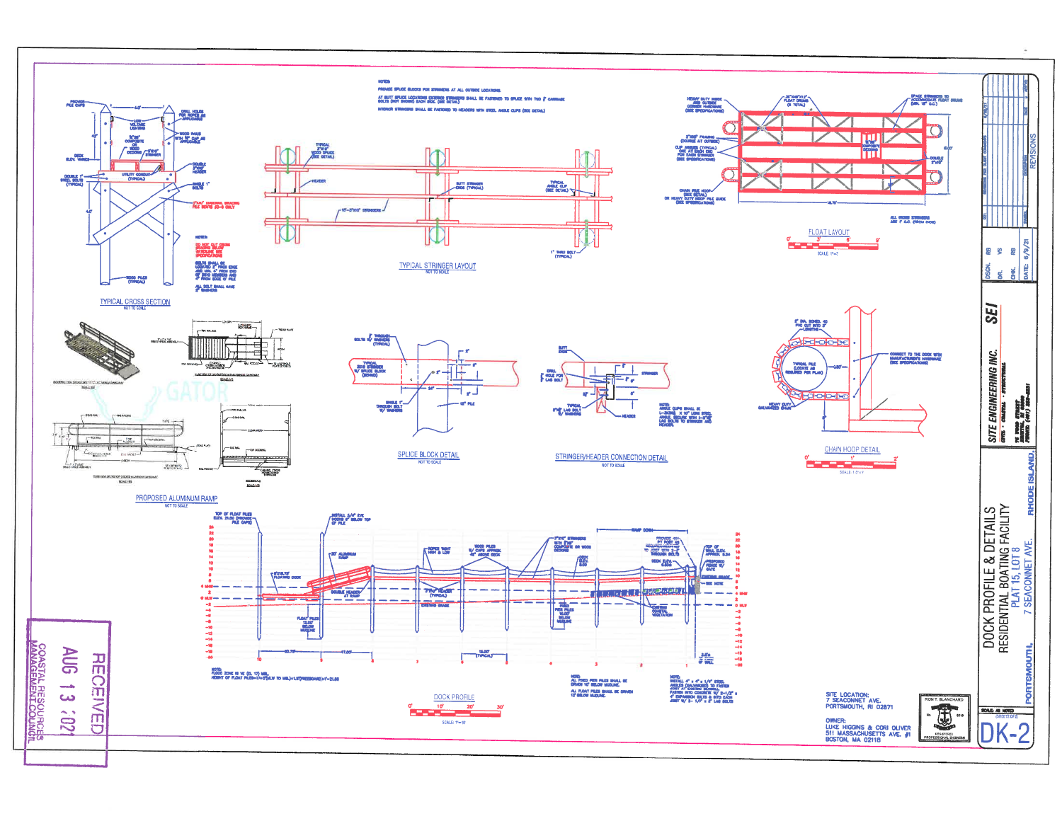NOTES:

PROVIDE SPLICE BLOCKS FOR STRINGERS AT ALL OUTSIDE LOCATIONS.

AT BUTT SPLICE LOCATIONS EXTERIOR STRINGERS SHALL BE FASTENED TO SPLICE WITH TWO ⅞" CARRIAGE BOLTS (NOT SHOWN) EACH SIDE. (SEE DETAIL)

INTERIOR STRINGERS SHALL BE FASTENED TO HEADERS WITH STEEL ANGLE CLIPS (SEE DETAIL)

TYPICAL CROSS SECTION
NOT TO SCALE

TYPICAL STRINGER LAYOUT
NOT TO SCALE

FLOAT LAYOUT
SCALE: 1"=3'

PROPOSED ALUMINUM RAMP
NOT TO SCALE

SPLICE BLOCK DETAIL
NOT TO SCALE

STRINGER/HEADER CONNECTION DETAIL
NOT TO SCALE

CHAIN HOOP DETAIL
SCALE: 1.5"=1'

DOCK PROFILE
SCALE: 1"=10'

NOTE:
FLOOD ZONE IS VE (EL 17) MSL
HEIGHT OF FLOAT PILES=17+3'(MLW TO MSL)+1.5'(FREEBOARD)+1'=21.50

NOTE:
ALL FIXED PIER PILES SHALL BE DRIVEN 10' BELOW MUDLINE.
ALL FLOAT PILES SHALL BE DRIVEN 12' BELOW MUDLINE.

SITE LOCATION:
7 SEACONNET AVE.
PORTSMOUTH, RI 02871

OWNER:
LUKE HIGGINS & CORI OLIVER
511 MASSACHUSETTS AVE. #1
BOSTON, MA 02118

SITE ENGINEERING INC.
SEI
CIVIL · COASTAL · STRUCTURAL

DOCK PROFILE & DETAILS
RESIDENTIAL BOATING FACILITY
PLAT 15, LOT 8
7 SEACONNET AVE.
PORTSMOUTH, RHODE ISLAND

DSGN. RB
DR. VS
CHK. RB
DATE: 6/9/21

REVISIONS

DK-2

RECEIVED
AUG 13 2021
COASTAL RESOURCES MANAGEMENT COUNCIL